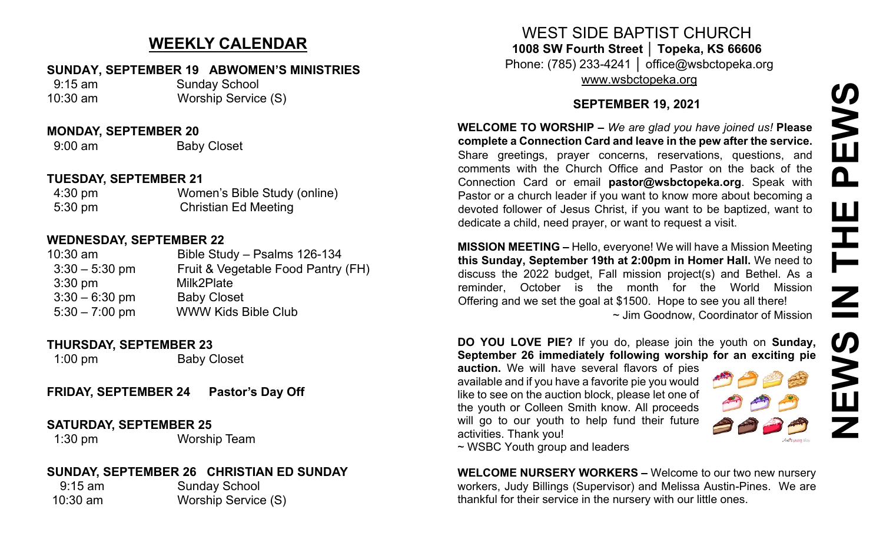# WEEKLY CALENDAR

**SUNDAY, SEPTEMBER 19 ABWOMEN'S MINISTRIES**

9:15 am Sunday School
10:30 am Worship Service (S)

**MONDAY, SEPTEMBER 20**

9:00 am Baby Closet

**TUESDAY, SEPTEMBER 21**

4:30 pm Women's Bible Study (online)
5:30 pm Christian Ed Meeting

**WEDNESDAY, SEPTEMBER 22**

10:30 am Bible Study – Psalms 126-134
3:30 – 5:30 pm Fruit & Vegetable Food Pantry (FH)
3:30 pm Milk2Plate
3:30 – 6:30 pm Baby Closet
5:30 – 7:00 pm WWW Kids Bible Club

**THURSDAY, SEPTEMBER 23**

1:00 pm Baby Closet

**FRIDAY, SEPTEMBER 24 Pastor's Day Off**

**SATURDAY, SEPTEMBER 25**

1:30 pm Worship Team

**SUNDAY, SEPTEMBER 26 CHRISTIAN ED SUNDAY**

9:15 am Sunday School
10:30 am Worship Service (S)

# WEST SIDE BAPTIST CHURCH

**1008 SW Fourth Street │ Topeka, KS 66606**
Phone: (785) 233-4241 │ office@wsbctopeka.org
www.wsbctopeka.org

**SEPTEMBER 19, 2021**

**WELCOME TO WORSHIP –** *We are glad you have joined us!* **Please complete a Connection Card and leave in the pew after the service.** Share greetings, prayer concerns, reservations, questions, and comments with the Church Office and Pastor on the back of the Connection Card or email **pastor@wsbctopeka.org**. Speak with Pastor or a church leader if you want to know more about becoming a devoted follower of Jesus Christ, if you want to be baptized, want to dedicate a child, need prayer, or want to request a visit.

**MISSION MEETING –** Hello, everyone! We will have a Mission Meeting **this Sunday, September 19th at 2:00pm in Homer Hall.** We need to discuss the 2022 budget, Fall mission project(s) and Bethel. As a reminder, October is the month for the World Mission Offering and we set the goal at $1500. Hope to see you all there!
~ Jim Goodnow, Coordinator of Mission

**DO YOU LOVE PIE?** If you do, please join the youth on **Sunday, September 26 immediately following worship for an exciting pie auction.** We will have several flavors of pies available and if you have a favorite pie you would like to see on the auction block, please let one of the youth or Colleen Smith know. All proceeds will go to our youth to help fund their future activities. Thank you!
~ WSBC Youth group and leaders

**WELCOME NURSERY WORKERS –** Welcome to our two new nursery workers, Judy Billings (Supervisor) and Melissa Austin-Pines. We are thankful for their service in the nursery with our little ones.

# NEWS IN THE PEWS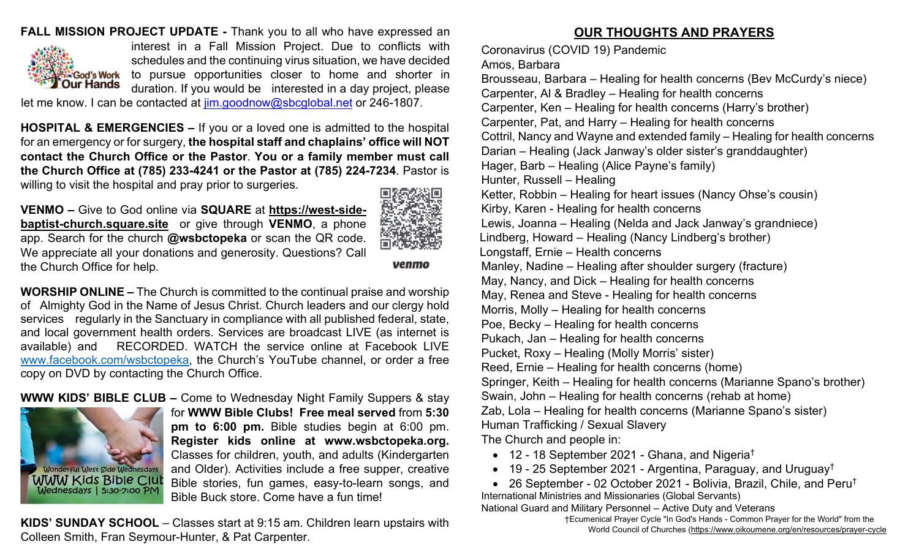**FALL MISSION PROJECT UPDATE -** Thank you to all who have expressed an interest in a Fall Mission Project. Due to conflicts with schedules and the continuing virus situation, we have decided to pursue opportunities closer to home and shorter in duration. If you would be interested in a day project, please let me know. I can be contacted at jim.goodnow@sbcglobal.net or 246-1807.

**HOSPITAL & EMERGENCIES –** If you or a loved one is admitted to the hospital for an emergency or for surgery, **the hospital staff and chaplains' office will NOT contact the Church Office or the Pastor**. **You or a family member must call the Church Office at (785) 233-4241 or the Pastor at (785) 224-7234**. Pastor is willing to visit the hospital and pray prior to surgeries.

**VENMO –** Give to God online via **SQUARE** at **https://west-side-baptist-church.square.site** or give through **VENMO**, a phone app. Search for the church **@wsbctopeka** or scan the QR code. We appreciate all your donations and generosity. Questions? Call the Church Office for help.

**WORSHIP ONLINE –** The Church is committed to the continual praise and worship of Almighty God in the Name of Jesus Christ. Church leaders and our clergy hold services regularly in the Sanctuary in compliance with all published federal, state, and local government health orders. Services are broadcast LIVE (as internet is available) and RECORDED. WATCH the service online at Facebook LIVE www.facebook.com/wsbctopeka, the Church's YouTube channel, or order a free copy on DVD by contacting the Church Office.

**WWW KIDS' BIBLE CLUB –** Come to Wednesday Night Family Suppers & stay for **WWW Bible Clubs! Free meal served** from **5:30 pm to 6:00 pm.** Bible studies begin at 6:00 pm. **Register kids online at www.wsbctopeka.org.** Classes for children, youth, and adults (Kindergarten and Older). Activities include a free supper, creative Bible stories, fun games, easy-to-learn songs, and Bible Buck store. Come have a fun time!

**KIDS' SUNDAY SCHOOL** – Classes start at 9:15 am. Children learn upstairs with Colleen Smith, Fran Seymour-Hunter, & Pat Carpenter.

## OUR THOUGHTS AND PRAYERS

Coronavirus (COVID 19) Pandemic
Amos, Barbara
Brousseau, Barbara – Healing for health concerns (Bev McCurdy's niece)
Carpenter, Al & Bradley – Healing for health concerns
Carpenter, Ken – Healing for health concerns (Harry's brother)
Carpenter, Pat, and Harry – Healing for health concerns
Cottril, Nancy and Wayne and extended family – Healing for health concerns
Darian – Healing (Jack Janway's older sister's granddaughter)
Hager, Barb – Healing (Alice Payne's family)
Hunter, Russell – Healing
Ketter, Robbin – Healing for heart issues (Nancy Ohse's cousin)
Kirby, Karen - Healing for health concerns
Lewis, Joanna – Healing (Nelda and Jack Janway's grandniece)
Lindberg, Howard – Healing (Nancy Lindberg's brother)
Longstaff, Ernie – Health concerns
Manley, Nadine – Healing after shoulder surgery (fracture)
May, Nancy, and Dick – Healing for health concerns
May, Renea and Steve - Healing for health concerns
Morris, Molly – Healing for health concerns
Poe, Becky – Healing for health concerns
Pukach, Jan – Healing for health concerns
Pucket, Roxy – Healing (Molly Morris' sister)
Reed, Ernie – Healing for health concerns (home)
Springer, Keith – Healing for health concerns (Marianne Spano's brother)
Swain, John – Healing for health concerns (rehab at home)
Zab, Lola – Healing for health concerns (Marianne Spano's sister)
Human Trafficking / Sexual Slavery
The Church and people in:

- 12 - 18 September 2021 - Ghana, and Nigeria†
- 19 - 25 September 2021 - Argentina, Paraguay, and Uruguay†
- 26 September - 02 October 2021 - Bolivia, Brazil, Chile, and Peru†

International Ministries and Missionaries (Global Servants)
National Guard and Military Personnel – Active Duty and Veterans

†Ecumenical Prayer Cycle "In God's Hands - Common Prayer for the World" from the World Council of Churches (https://www.oikoumene.org/en/resources/prayer-cycle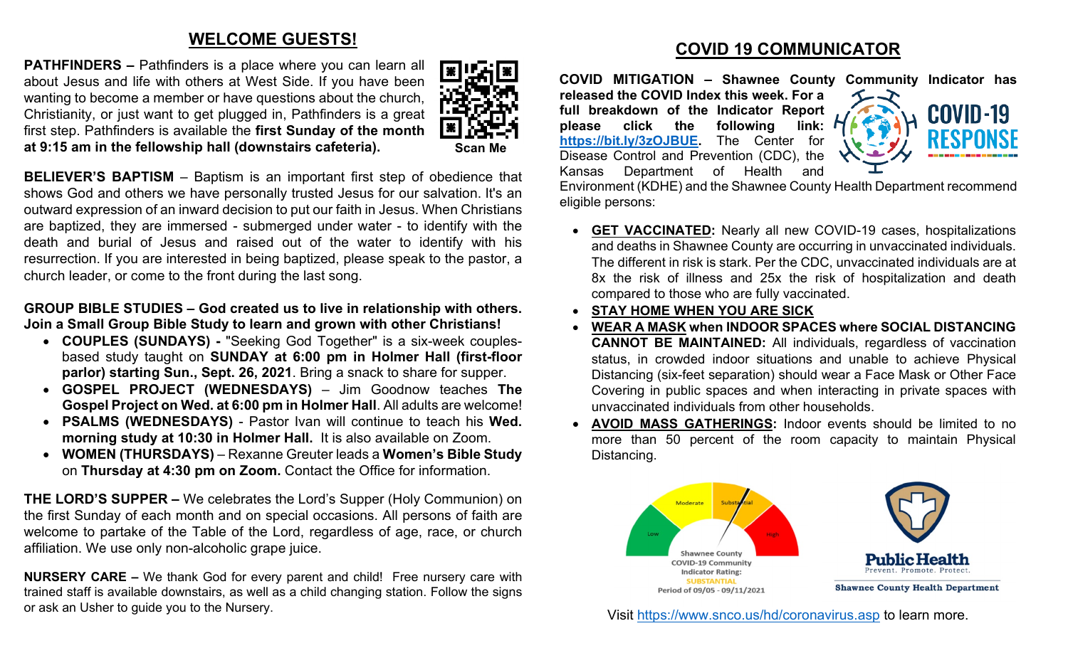## WELCOME GUESTS!

**PATHFINDERS –** Pathfinders is a place where you can learn all about Jesus and life with others at West Side. If you have been wanting to become a member or have questions about the church, Christianity, or just want to get plugged in, Pathfinders is a great first step. Pathfinders is available the **first Sunday of the month at 9:15 am in the fellowship hall (downstairs cafeteria).**

Scan Me

**BELIEVER'S BAPTISM** – Baptism is an important first step of obedience that shows God and others we have personally trusted Jesus for our salvation. It's an outward expression of an inward decision to put our faith in Jesus. When Christians are baptized, they are immersed - submerged under water - to identify with the death and burial of Jesus and raised out of the water to identify with his resurrection. If you are interested in being baptized, please speak to the pastor, a church leader, or come to the front during the last song.

**GROUP BIBLE STUDIES – God created us to live in relationship with others. Join a Small Group Bible Study to learn and grown with other Christians!**

- **COUPLES (SUNDAYS) -** "Seeking God Together" is a six-week couples-based study taught on **SUNDAY at 6:00 pm in Holmer Hall (first-floor parlor) starting Sun., Sept. 26, 2021**. Bring a snack to share for supper.
- **GOSPEL PROJECT (WEDNESDAYS)** – Jim Goodnow teaches **The Gospel Project on Wed. at 6:00 pm in Holmer Hall**. All adults are welcome!
- **PSALMS (WEDNESDAYS)** - Pastor Ivan will continue to teach his **Wed. morning study at 10:30 in Holmer Hall.** It is also available on Zoom.
- **WOMEN (THURSDAYS)** – Rexanne Greuter leads a **Women's Bible Study** on **Thursday at 4:30 pm on Zoom.** Contact the Office for information.

**THE LORD'S SUPPER –** We celebrates the Lord's Supper (Holy Communion) on the first Sunday of each month and on special occasions. All persons of faith are welcome to partake of the Table of the Lord, regardless of age, race, or church affiliation. We use only non-alcoholic grape juice.

**NURSERY CARE –** We thank God for every parent and child! Free nursery care with trained staff is available downstairs, as well as a child changing station. Follow the signs or ask an Usher to guide you to the Nursery.

## COVID 19 COMMUNICATOR

**COVID MITIGATION – Shawnee County Community Indicator has released the COVID Index this week. For a full breakdown of the Indicator Report please click the following link: [https://bit.ly/3zOJBUE](https://bit.ly/3zOJBUE).** The Center for Disease Control and Prevention (CDC), the Kansas Department of Health and Environment (KDHE) and the Shawnee County Health Department recommend eligible persons:

COVID-19 RESPONSE

- **GET VACCINATED:** Nearly all new COVID-19 cases, hospitalizations and deaths in Shawnee County are occurring in unvaccinated individuals. The different in risk is stark. Per the CDC, unvaccinated individuals are at 8x the risk of illness and 25x the risk of hospitalization and death compared to those who are fully vaccinated.
- **STAY HOME WHEN YOU ARE SICK**
- **WEAR A MASK when INDOOR SPACES where SOCIAL DISTANCING CANNOT BE MAINTAINED:** All individuals, regardless of vaccination status, in crowded indoor situations and unable to achieve Physical Distancing (six-feet separation) should wear a Face Mask or Other Face Covering in public spaces and when interacting in private spaces with unvaccinated individuals from other households.
- **AVOID MASS GATHERINGS:** Indoor events should be limited to no more than 50 percent of the room capacity to maintain Physical Distancing.

Low
Moderate
Substantial
High
Shawnee County
COVID-19 Community
Indicator Rating:
SUBSTANTIAL
Period of 09/05 - 09/11/2021

Public Health
Prevent. Promote. Protect.
Shawnee County Health Department

Visit [https://www.snco.us/hd/coronavirus.asp](https://www.snco.us/hd/coronavirus.asp) to learn more.